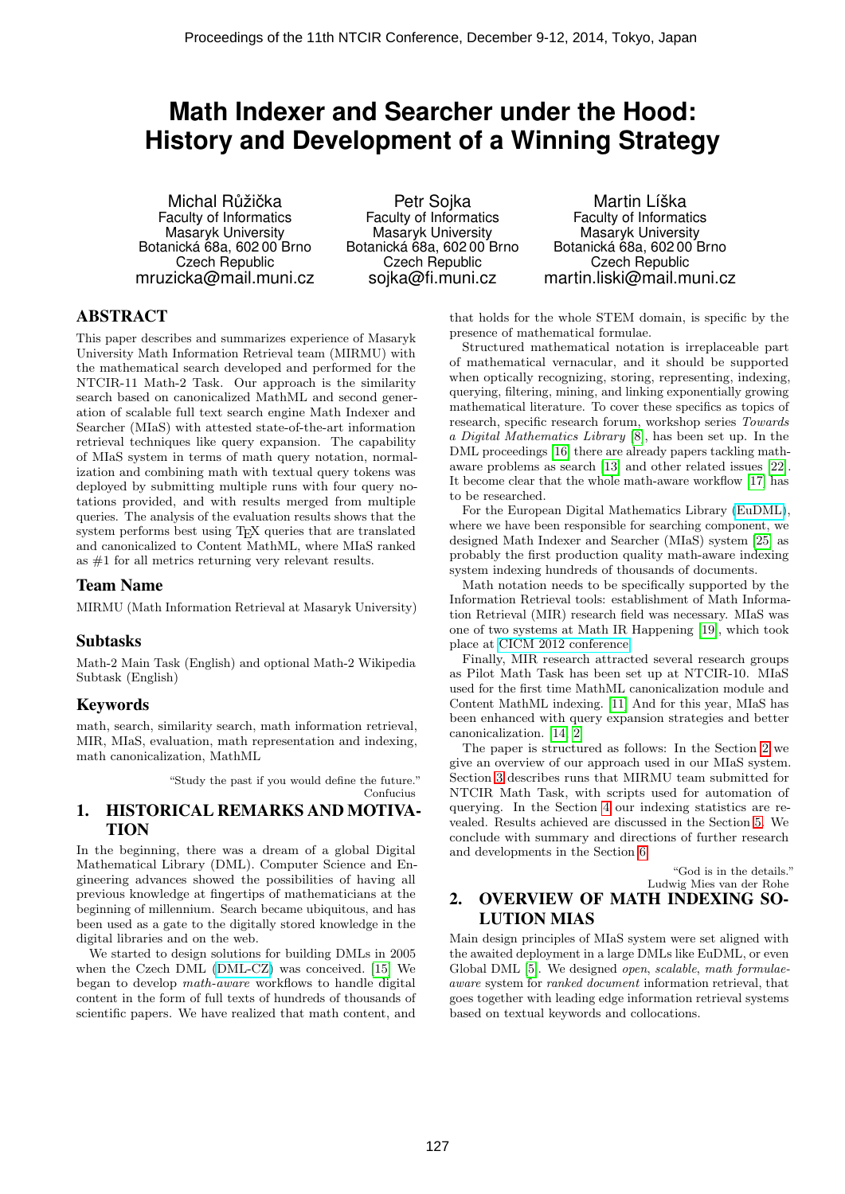# Math Indexer and Searcher under the Hood: History and Development of a Winning Strategy

Michal Růžička
Faculty of Informatics
Masaryk University
Botanická 68a, 602 00 Brno
Czech Republic
mruzicka@mail.muni.cz

Petr Sojka
Faculty of Informatics
Masaryk University
Botanická 68a, 602 00 Brno
Czech Republic
sojka@fi.muni.cz

Martin Líška
Faculty of Informatics
Masaryk University
Botanická 68a, 602 00 Brno
Czech Republic
martin.liski@mail.muni.cz

## ABSTRACT

This paper describes and summarizes experience of Masaryk University Math Information Retrieval team (MIRMU) with the mathematical search developed and performed for the NTCIR-11 Math-2 Task. Our approach is the similarity search based on canonicalized MathML and second generation of scalable full text search engine Math Indexer and Searcher (MIaS) with attested state-of-the-art information retrieval techniques like query expansion. The capability of MIaS system in terms of math query notation, normalization and combining math with textual query tokens was deployed by submitting multiple runs with four query notations provided, and with results merged from multiple queries. The analysis of the evaluation results shows that the system performs best using TEX queries that are translated and canonicalized to Content MathML, where MIaS ranked as #1 for all metrics returning very relevant results.

## Team Name

MIRMU (Math Information Retrieval at Masaryk University)

## Subtasks

Math-2 Main Task (English) and optional Math-2 Wikipedia Subtask (English)

## Keywords

math, search, similarity search, math information retrieval, MIR, MIaS, evaluation, math representation and indexing, math canonicalization, MathML

> "Study the past if you would define the future."
> Confucius

## 1. HISTORICAL REMARKS AND MOTIVATION

In the beginning, there was a dream of a global Digital Mathematical Library (DML). Computer Science and Engineering advances showed the possibilities of having all previous knowledge at fingertips of mathematicians at the beginning of millennium. Search became ubiquitous, and has been used as a gate to the digitally stored knowledge in the digital libraries and on the web.

We started to design solutions for building DMLs in 2005 when the Czech DML (DML-CZ) was conceived. [15] We began to develop *math-aware* workflows to handle digital content in the form of full texts of hundreds of thousands of scientific papers. We have realized that math content, and that holds for the whole STEM domain, is specific by the presence of mathematical formulae.

Structured mathematical notation is irreplaceable part of mathematical vernacular, and it should be supported when optically recognizing, storing, representing, indexing, querying, filtering, mining, and linking exponentially growing mathematical literature. To cover these specifics as topics of research, specific research forum, workshop series *Towards a Digital Mathematics Library* [8], has been set up. In the DML proceedings [16] there are already papers tackling math-aware problems as search [13] and other related issues [22]. It become clear that the whole math-aware workflow [17] has to be researched.

For the European Digital Mathematics Library (EuDML), where we have been responsible for searching component, we designed Math Indexer and Searcher (MIaS) system [25] as probably the first production quality math-aware indexing system indexing hundreds of thousands of documents.

Math notation needs to be specifically supported by the Information Retrieval tools: establishment of Math Information Retrieval (MIR) research field was necessary. MIaS was one of two systems at Math IR Happening [19], which took place at CICM 2012 conference.

Finally, MIR research attracted several research groups as Pilot Math Task has been set up at NTCIR-10. MIaS used for the first time MathML canonicalization module and Content MathML indexing. [11] And for this year, MIaS has been enhanced with query expansion strategies and better canonicalization. [14, 2]

The paper is structured as follows: In the Section 2 we give an overview of our approach used in our MIaS system. Section 3 describes runs that MIRMU team submitted for NTCIR Math Task, with scripts used for automation of querying. In the Section 4 our indexing statistics are revealed. Results achieved are discussed in the Section 5. We conclude with summary and directions of further research and developments in the Section 6.

> "God is in the details."
> Ludwig Mies van der Rohe

## 2. OVERVIEW OF MATH INDEXING SOLUTION MIAS

Main design principles of MIaS system were set aligned with the awaited deployment in a large DMLs like EuDML, or even Global DML [5]. We designed *open*, *scalable*, *math formulae-aware* system for *ranked document* information retrieval, that goes together with leading edge information retrieval systems based on textual keywords and collocations.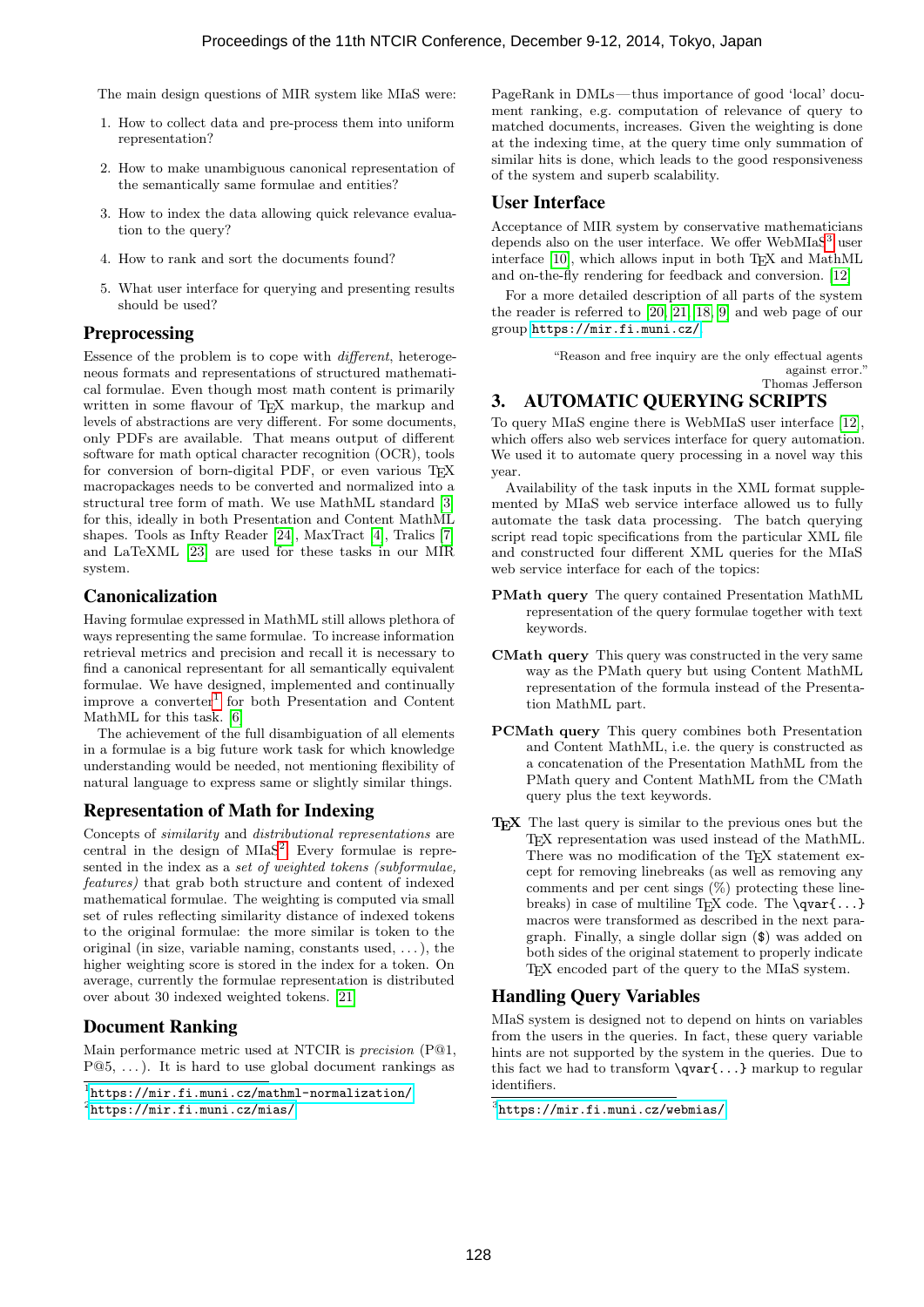The main design questions of MIR system like MIaS were:

1. How to collect data and pre-process them into uniform representation?
2. How to make unambiguous canonical representation of the semantically same formulae and entities?
3. How to index the data allowing quick relevance evaluation to the query?
4. How to rank and sort the documents found?
5. What user interface for querying and presenting results should be used?

### Preprocessing

Essence of the problem is to cope with *different*, heterogeneous formats and representations of structured mathematical formulae. Even though most math content is primarily written in some flavour of TeX markup, the markup and levels of abstractions are very different. For some documents, only PDFs are available. That means output of different software for math optical character recognition (OCR), tools for conversion of born-digital PDF, or even various TeX macropackages needs to be converted and normalized into a structural tree form of math. We use MathML standard [3] for this, ideally in both Presentation and Content MathML shapes. Tools as Infty Reader [24], MaxTract [4], Tralics [7] and LaTeXML [23] are used for these tasks in our MIR system.

### Canonicalization

Having formulae expressed in MathML still allows plethora of ways representing the same formulae. To increase information retrieval metrics and precision and recall it is necessary to find a canonical representant for all semantically equivalent formulae. We have designed, implemented and continually improve a converter[1] for both Presentation and Content MathML for this task. [6]

The achievement of the full disambiguation of all elements in a formulae is a big future work task for which knowledge understanding would be needed, not mentioning flexibility of natural language to express same or slightly similar things.

### Representation of Math for Indexing

Concepts of *similarity* and *distributional representations* are central in the design of MIaS[2]. Every formulae is represented in the index as a *set of weighted tokens (subformulae, features)* that grab both structure and content of indexed mathematical formulae. The weighting is computed via small set of rules reflecting similarity distance of indexed tokens to the original formulae: the more similar is token to the original (in size, variable naming, constants used, ...), the higher weighting score is stored in the index for a token. On average, currently the formulae representation is distributed over about 30 indexed weighted tokens. [21]

### Document Ranking

Main performance metric used at NTCIR is *precision* (P@1, P@5, ...). It is hard to use global document rankings as PageRank in DMLs—thus importance of good 'local' document ranking, e.g. computation of relevance of query to matched documents, increases. Given the weighting is done at the indexing time, at the query time only summation of similar hits is done, which leads to the good responsiveness of the system and superb scalability.

[1] https://mir.fi.muni.cz/mathml-normalization/

[2] https://mir.fi.muni.cz/mias/

### User Interface

Acceptance of MIR system by conservative mathematicians depends also on the user interface. We offer WebMIaS[3] user interface [10], which allows input in both TeX and MathML and on-the-fly rendering for feedback and conversion. [12]

For a more detailed description of all parts of the system the reader is referred to [20, 21, 18, 9] and web page of our group https://mir.fi.muni.cz/.

> "Reason and free inquiry are the only effectual agents against error."
> Thomas Jefferson

## 3. AUTOMATIC QUERYING SCRIPTS

To query MIaS engine there is WebMIaS user interface [12], which offers also web services interface for query automation. We used it to automate query processing in a novel way this year.

Availability of the task inputs in the XML format supplemented by MIaS web service interface allowed us to fully automate the task data processing. The batch querying script read topic specifications from the particular XML file and constructed four different XML queries for the MIaS web service interface for each of the topics:

**PMath query** The query contained Presentation MathML representation of the query formulae together with text keywords.

**CMath query** This query was constructed in the very same way as the PMath query but using Content MathML representation of the formula instead of the Presentation MathML part.

**PCMath query** This query combines both Presentation and Content MathML, i.e. the query is constructed as a concatenation of the Presentation MathML from the PMath query and Content MathML from the CMath query plus the text keywords.

**TeX** The last query is similar to the previous ones but the TeX representation was used instead of the MathML. There was no modification of the TeX statement except for removing linebreaks (as well as removing any comments and per cent sings (%) protecting these linebreaks) in case of multiline TeX code. The `\qvar{...}` macros were transformed as described in the next paragraph. Finally, a single dollar sign ($) was added on both sides of the original statement to properly indicate TeX encoded part of the query to the MIaS system.

### Handling Query Variables

MIaS system is designed not to depend on hints on variables from the users in the queries. In fact, these query variable hints are not supported by the system in the queries. Due to this fact we had to transform `\qvar{...}` markup to regular identifiers.

[3] https://mir.fi.muni.cz/webmias/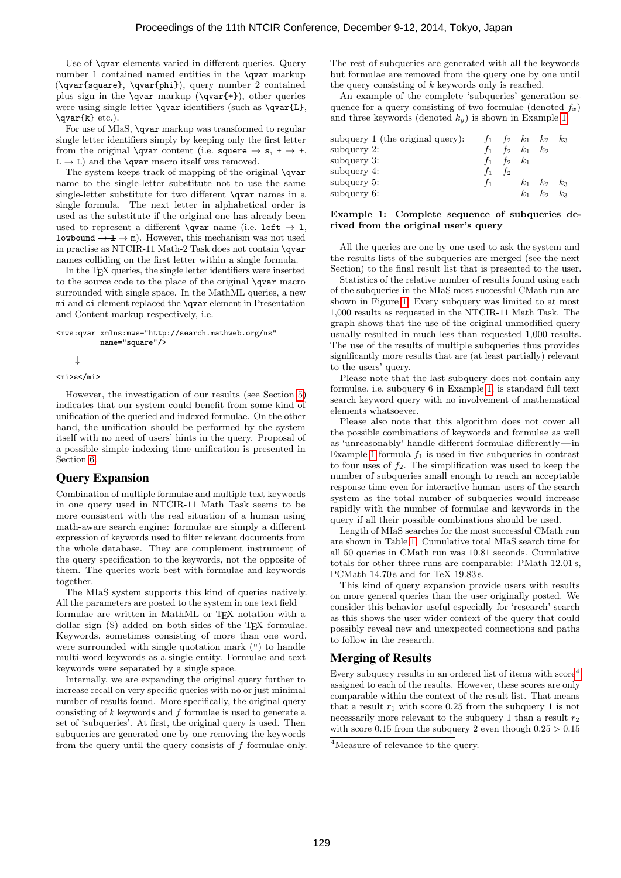Use of \qvar elements varied in different queries. Query number 1 contained named entities in the \qvar markup (\qvar{square}, \qvar{phi}), query number 2 contained plus sign in the \qvar markup (\qvar{+}), other queries were using single letter \qvar identifiers (such as \qvar{L}, \qvar{k} etc.).

For use of MIaS, \qvar markup was transformed to regular single letter identifiers simply by keeping only the first letter from the original \qvar content (i.e. squere → s, + → +, L → L) and the \qvar macro itself was removed.

The system keeps track of mapping of the original \qvar name to the single-letter substitute not to use the same single-letter substitute for two different \qvar names in a single formula. The next letter in alphabetical order is used as the substitute if the original one has already been used to represent a different \qvar name (i.e. left → l, lowbound ~~→ l~~ → m). However, this mechanism was not used in practise as NTCIR-11 Math-2 Task does not contain \qvar names colliding on the first letter within a single formula.

In the TeX queries, the single letter identifiers were inserted to the source code to the place of the original \qvar macro surrounded with single space. In the MathML queries, a new mi and ci element replaced the \qvar element in Presentation and Content markup respectively, i.e.

```
<mws:qvar xmlns:mws="http://search.mathweb.org/ns"
          name="square"/>

    ↓

<mi>s</mi>
```

However, the investigation of our results (see Section 5) indicates that our system could benefit from some kind of unification of the queried and indexed formulae. On the other hand, the unification should be performed by the system itself with no need of users' hints in the query. Proposal of a possible simple indexing-time unification is presented in Section 6.

## Query Expansion

Combination of multiple formulae and multiple text keywords in one query used in NTCIR-11 Math Task seems to be more consistent with the real situation of a human using math-aware search engine: formulae are simply a different expression of keywords used to filter relevant documents from the whole database. They are complement instrument of the query specification to the keywords, not the opposite of them. The queries work best with formulae and keywords together.

The MIaS system supports this kind of queries natively. All the parameters are posted to the system in one text field—formulae are written in MathML or TeX notation with a dollar sign ($) added on both sides of the TeX formulae. Keywords, sometimes consisting of more than one word, were surrounded with single quotation mark (") to handle multi-word keywords as a single entity. Formulae and text keywords were separated by a single space.

Internally, we are expanding the original query further to increase recall on very specific queries with no or just minimal number of results found. More specifically, the original query consisting of $k$ keywords and $f$ formulae is used to generate a set of 'subqueries'. At first, the original query is used. Then subqueries are generated one by one removing the keywords from the query until the query consists of $f$ formulae only. The rest of subqueries are generated with all the keywords but formulae are removed from the query one by one until the query consisting of $k$ keywords only is reached.

An example of the complete 'subqueries' generation sequence for a query consisting of two formulae (denoted $f_x$) and three keywords (denoted $k_y$) is shown in Example 1.

| | | | | | |
|---|---|---|---|---|---|
| subquery 1 (the original query): | $f_1$ | $f_2$ | $k_1$ | $k_2$ | $k_3$ |
| subquery 2: | $f_1$ | $f_2$ | $k_1$ | $k_2$ | |
| subquery 3: | $f_1$ | $f_2$ | $k_1$ | | |
| subquery 4: | $f_1$ | $f_2$ | | | |
| subquery 5: | $f_1$ | | $k_1$ | $k_2$ | $k_3$ |
| subquery 6: | | | $k_1$ | $k_2$ | $k_3$ |

**Example 1: Complete sequence of subqueries derived from the original user's query**

All the queries are one by one used to ask the system and the results lists of the subqueries are merged (see the next Section) to the final result list that is presented to the user.

Statistics of the relative number of results found using each of the subqueries in the MIaS most successful CMath run are shown in Figure 1. Every subquery was limited to at most 1,000 results as requested in the NTCIR-11 Math Task. The graph shows that the use of the original unmodified query usually resulted in much less than requested 1,000 results. The use of the results of multiple subqueries thus provides significantly more results that are (at least partially) relevant to the users' query.

Please note that the last subquery does not contain any formulae, i.e. subquery 6 in Example 1 is standard full text search keyword query with no involvement of mathematical elements whatsoever.

Please also note that this algorithm does not cover all the possible combinations of keywords and formulae as well as 'unreasonably' handle different formulae differently—in Example 1 formula $f_1$ is used in five subqueries in contrast to four uses of $f_2$. The simplification was used to keep the number of subqueries small enough to reach an acceptable response time even for interactive human users of the search system as the total number of subqueries would increase rapidly with the number of formulae and keywords in the query if all their possible combinations should be used.

Length of MIaS searches for the most successful CMath run are shown in Table 1. Cumulative total MIaS search time for all 50 queries in CMath run was 10.81 seconds. Cumulative totals for other three runs are comparable: PMath 12.01 s, PCMath 14.70 s and for TeX 19.83 s.

This kind of query expansion provide users with results on more general queries than the user originally posted. We consider this behavior useful especially for 'research' search as this shows the user wider context of the query that could possibly reveal new and unexpected connections and paths to follow in the research.

## Merging of Results

Every subquery results in an ordered list of items with score[4] assigned to each of the results. However, these scores are only comparable within the context of the result list. That means that a result $r_1$ with score 0.25 from the subquery 1 is not necessarily more relevant to the subquery 1 than a result $r_2$ with score 0.15 from the subquery 2 even though $0.25 > 0.15$

[4]Measure of relevance to the query.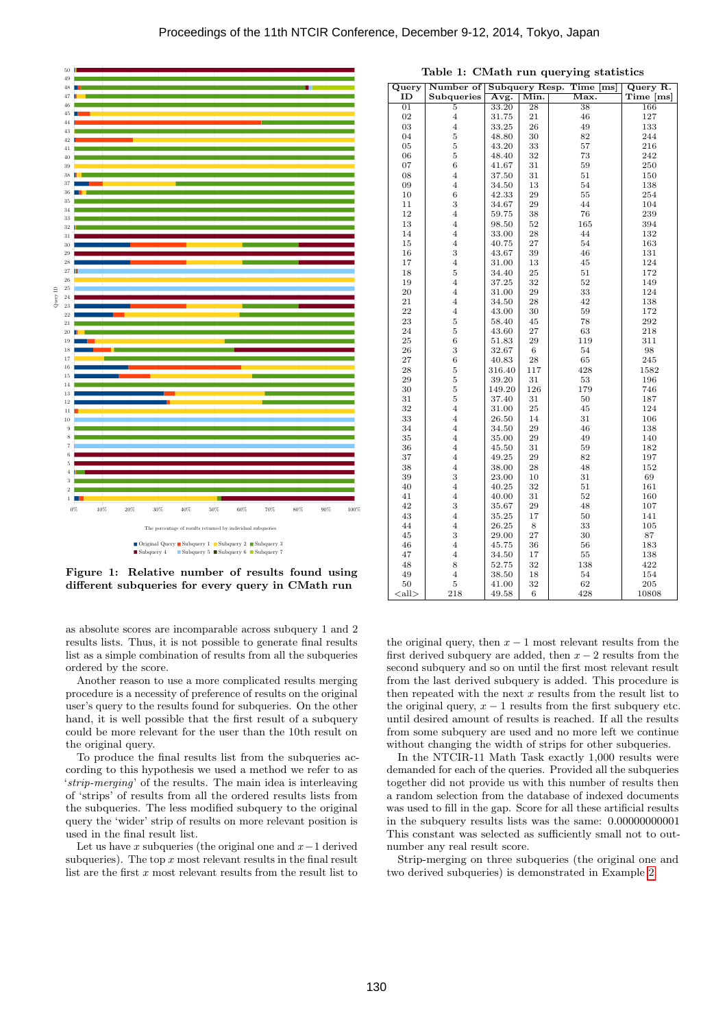**Figure 1: Relative number of results found using different subqueries for every query in CMath run**

**Table 1: CMath run querying statistics**

| Query ID | Number of Subqueries | Subquery Resp. Time [ms] Avg. | Min. | Max. | Query R. Time [ms] |
|---|---|---|---|---|---|
| 01 | 5 | 33.20 | 28 | 38 | 166 |
| 02 | 4 | 31.75 | 21 | 46 | 127 |
| 03 | 4 | 33.25 | 26 | 49 | 133 |
| 04 | 5 | 48.80 | 30 | 82 | 244 |
| 05 | 5 | 43.20 | 33 | 57 | 216 |
| 06 | 5 | 48.40 | 32 | 73 | 242 |
| 07 | 6 | 41.67 | 31 | 59 | 250 |
| 08 | 4 | 37.50 | 31 | 51 | 150 |
| 09 | 4 | 34.50 | 13 | 54 | 138 |
| 10 | 6 | 42.33 | 29 | 55 | 254 |
| 11 | 3 | 34.67 | 29 | 44 | 104 |
| 12 | 4 | 59.75 | 38 | 76 | 239 |
| 13 | 4 | 98.50 | 52 | 165 | 394 |
| 14 | 4 | 33.00 | 28 | 44 | 132 |
| 15 | 4 | 40.75 | 27 | 54 | 163 |
| 16 | 3 | 43.67 | 39 | 46 | 131 |
| 17 | 4 | 31.00 | 13 | 45 | 124 |
| 18 | 5 | 34.40 | 25 | 51 | 172 |
| 19 | 4 | 37.25 | 32 | 52 | 149 |
| 20 | 4 | 31.00 | 29 | 33 | 124 |
| 21 | 4 | 34.50 | 28 | 42 | 138 |
| 22 | 4 | 43.00 | 30 | 59 | 172 |
| 23 | 5 | 58.40 | 45 | 78 | 292 |
| 24 | 5 | 43.60 | 27 | 63 | 218 |
| 25 | 6 | 51.83 | 29 | 119 | 311 |
| 26 | 3 | 32.67 | 6 | 54 | 98 |
| 27 | 6 | 40.83 | 28 | 65 | 245 |
| 28 | 5 | 316.40 | 117 | 428 | 1582 |
| 29 | 5 | 39.20 | 31 | 53 | 196 |
| 30 | 5 | 149.20 | 126 | 179 | 746 |
| 31 | 5 | 37.40 | 31 | 50 | 187 |
| 32 | 4 | 31.00 | 25 | 45 | 124 |
| 33 | 4 | 26.50 | 14 | 31 | 106 |
| 34 | 4 | 34.50 | 29 | 46 | 138 |
| 35 | 4 | 35.00 | 29 | 49 | 140 |
| 36 | 4 | 45.50 | 31 | 59 | 182 |
| 37 | 4 | 49.25 | 29 | 82 | 197 |
| 38 | 4 | 38.00 | 28 | 48 | 152 |
| 39 | 3 | 23.00 | 10 | 31 | 69 |
| 40 | 4 | 40.25 | 32 | 51 | 161 |
| 41 | 4 | 40.00 | 31 | 52 | 160 |
| 42 | 3 | 35.67 | 29 | 48 | 107 |
| 43 | 4 | 35.25 | 17 | 50 | 141 |
| 44 | 4 | 26.25 | 8 | 33 | 105 |
| 45 | 3 | 29.00 | 27 | 30 | 87 |
| 46 | 4 | 45.75 | 36 | 56 | 183 |
| 47 | 4 | 34.50 | 17 | 55 | 138 |
| 48 | 8 | 52.75 | 32 | 138 | 422 |
| 49 | 4 | 38.50 | 18 | 54 | 154 |
| 50 | 5 | 41.00 | 32 | 62 | 205 |
| <all> | 218 | 49.58 | 6 | 428 | 10808 |

as absolute scores are incomparable across subquery 1 and 2 results lists. Thus, it is not possible to generate final results list as a simple combination of results from all the subqueries ordered by the score.

Another reason to use a more complicated results merging procedure is a necessity of preference of results on the original user's query to the results found for subqueries. On the other hand, it is well possible that the first result of a subquery could be more relevant for the user than the 10th result on the original query.

To produce the final results list from the subqueries according to this hypothesis we used a method we refer to as '*strip-merging*' of the results. The main idea is interleaving of 'strips' of results from all the ordered results lists from the subqueries. The less modified subquery to the original query the 'wider' strip of results on more relevant position is used in the final result list.

Let us have $x$ subqueries (the original one and $x-1$ derived subqueries). The top $x$ most relevant results in the final result list are the first $x$ most relevant results from the result list to the original query, then $x-1$ most relevant results from the first derived subquery are added, then $x-2$ results from the second subquery and so on until the first most relevant result from the last derived subquery is added. This procedure is then repeated with the next $x$ results from the result list to the original query, $x-1$ results from the first subquery etc. until desired amount of results is reached. If all the results from some subquery are used and no more left we continue without changing the width of strips for other subqueries.

In the NTCIR-11 Math Task exactly 1,000 results were demanded for each of the queries. Provided all the subqueries together did not provide us with this number of results then a random selection from the database of indexed documents was used to fill in the gap. Score for all these artificial results in the subquery results lists was the same: 0.00000000001 This constant was selected as sufficiently small not to outnumber any real result score.

Strip-merging on three subqueries (the original one and two derived subqueries) is demonstrated in Example 2.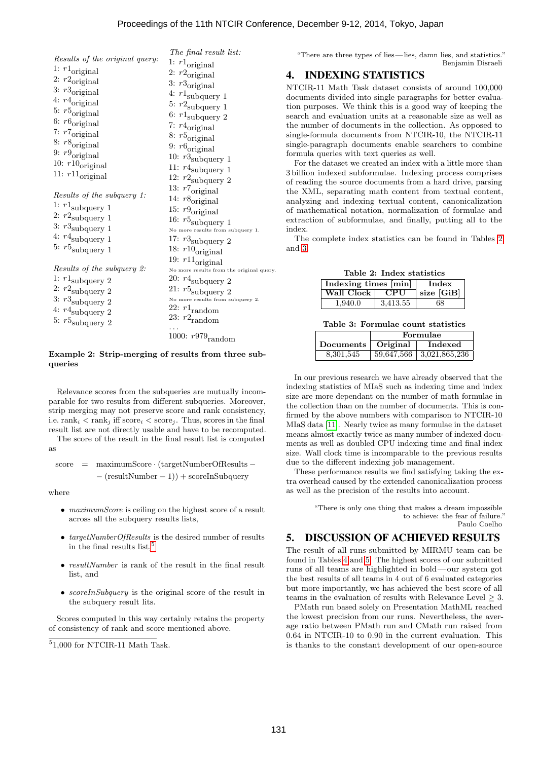*Results of the original query:*
1: $r1_{\text{original}}$
2: $r2_{\text{original}}$
3: $r3_{\text{original}}$
4: $r4_{\text{original}}$
5: $r5_{\text{original}}$
6: $r6_{\text{original}}$
7: $r7_{\text{original}}$
8: $r8_{\text{original}}$
9: $r9_{\text{original}}$
10: $r10_{\text{original}}$
11: $r11_{\text{original}}$

*Results of the subquery 1:*
1: $r1_{\text{subquery 1}}$
2: $r2_{\text{subquery 1}}$
3: $r3_{\text{subquery 1}}$
4: $r4_{\text{subquery 1}}$
5: $r5_{\text{subquery 1}}$

*Results of the subquery 2:*
1: $r1_{\text{subquery 2}}$
2: $r2_{\text{subquery 2}}$
3: $r3_{\text{subquery 2}}$
4: $r4_{\text{subquery 2}}$
5: $r5_{\text{subquery 2}}$

*The final result list:*
1: $r1_{\text{original}}$
2: $r2_{\text{original}}$
3: $r3_{\text{original}}$
4: $r1_{\text{subquery 1}}$
5: $r2_{\text{subquery 1}}$
6: $r1_{\text{subquery 2}}$
7: $r4_{\text{original}}$
8: $r5_{\text{original}}$
9: $r6_{\text{original}}$
10: $r3_{\text{subquery 1}}$
11: $r4_{\text{subquery 1}}$
12: $r2_{\text{subquery 2}}$
13: $r7_{\text{original}}$
14: $r8_{\text{original}}$
15: $r9_{\text{original}}$
16: $r5_{\text{subquery 1}}$
No more results from subquery 1.
17: $r3_{\text{subquery 2}}$
18: $r10_{\text{original}}$
19: $r11_{\text{original}}$
No more results from the original query.
20: $r4_{\text{subquery 2}}$
21: $r5_{\text{subquery 2}}$
No more results from subquery 2.
22: $r1_{\text{random}}$
23: $r2_{\text{random}}$
...
1000: $r979_{\text{random}}$

**Example 2: Strip-merging of results from three subqueries**

Relevance scores from the subqueries are mutually incomparable for two results from different subqueries. Moreover, strip merging may not preserve score and rank consistency, i.e. $\text{rank}_i < \text{rank}_j$ iff $\text{score}_i < \text{score}_j$. Thus, scores in the final result list are not directly usable and have to be recomputed.

The score of the result in the final result list is computed as

$$\begin{aligned}\text{score} \quad = \quad & \text{maximumScore} \cdot (\text{targetNumberOfResults} - \\ & - (\text{resultNumber} - 1)) + \text{scoreInSubquery}\end{aligned}$$

where

- *maximumScore* is ceiling on the highest score of a result across all the subquery results lists,
- *targetNumberOfResults* is the desired number of results in the final results list,[5]
- *resultNumber* is rank of the result in the final result list, and
- *scoreInSubquery* is the original score of the result in the subquery result lits.

Scores computed in this way certainly retains the property of consistency of rank and score mentioned above.

[5] 1,000 for NTCIR-11 Math Task.

"There are three types of lies — lies, damn lies, and statistics."
Benjamin Disraeli

## 4. INDEXING STATISTICS

NTCIR-11 Math Task dataset consists of around 100,000 documents divided into single paragraphs for better evaluation purposes. We think this is a good way of keeping the search and evaluation units at a reasonable size as well as the number of documents in the collection. As opposed to single-formula documents from NTCIR-10, the NTCIR-11 single-paragraph documents enable searchers to combine formula queries with text queries as well.

For the dataset we created an index with a little more than 3 billion indexed subformulae. Indexing process comprises of reading the source documents from a hard drive, parsing the XML, separating math content from textual content, analyzing and indexing textual content, canonicalization of mathematical notation, normalization of formulae and extraction of subformulae, and finally, putting all to the index.

The complete index statistics can be found in Tables 2 and 3.

**Table 2: Index statistics**

| Indexing times [min] | | Index |
|---|---|---|
| **Wall Clock** | **CPU** | **size [GiB]** |
| 1,940.0 | 3,413.55 | 68 |

**Table 3: Formulae count statistics**

| | Formulae | |
|---|---|---|
| **Documents** | **Original** | **Indexed** |
| 8,301,545 | 59,647,566 | 3,021,865,236 |

In our previous research we have already observed that the indexing statistics of MIaS such as indexing time and index size are more dependant on the number of math formulae in the collection than on the number of documents. This is confirmed by the above numbers with comparison to NTCIR-10 MIaS data [11]. Nearly twice as many formulae in the dataset means almost exactly twice as many number of indexed documents as well as doubled CPU indexing time and final index size. Wall clock time is incomparable to the previous results due to the different indexing job management.

These performance results we find satisfying taking the extra overhead caused by the extended canonicalization process as well as the precision of the results into account.

"There is only one thing that makes a dream impossible to achieve: the fear of failure."
Paulo Coelho

## 5. DISCUSSION OF ACHIEVED RESULTS

The result of all runs submitted by MIRMU team can be found in Tables 4 and 5. The highest scores of our submitted runs of all teams are highlighted in bold — our system got the best results of all teams in 4 out of 6 evaluated categories but more importantly, we has achieved the best score of all teams in the evaluation of results with Relevance Level $\geq 3$.

PMath run based solely on Presentation MathML reached the lowest precision from our runs. Nevertheless, the average ratio between PMath run and CMath run raised from 0.64 in NTCIR-10 to 0.90 in the current evaluation. This is thanks to the constant development of our open-source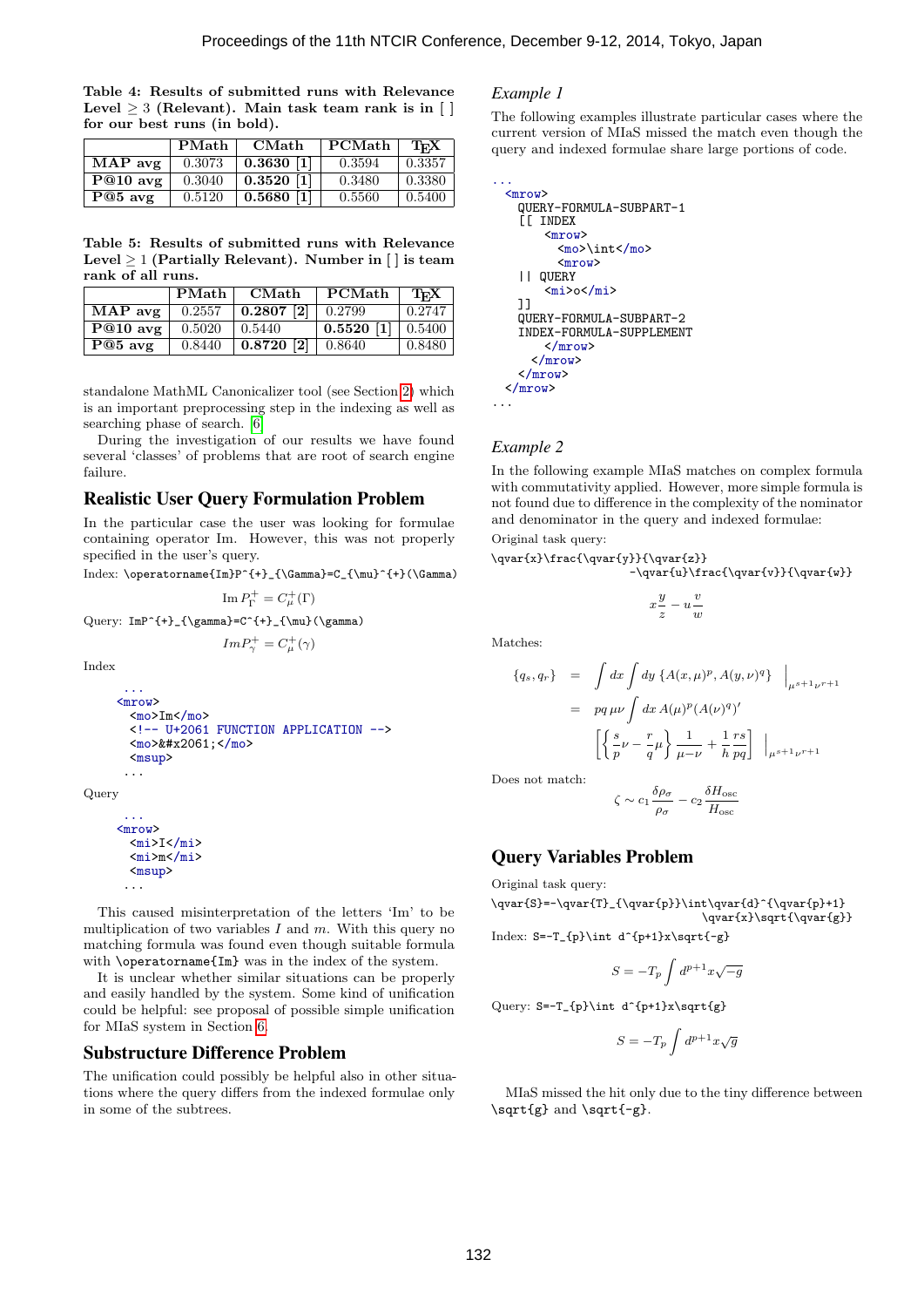**Table 4: Results of submitted runs with Relevance Level ≥ 3 (Relevant). Main task team rank is in [ ] for our best runs (in bold).**

| | PMath | CMath | PCMath | TEX |
|---|---|---|---|---|
| **MAP avg** | 0.3073 | **0.3630** [1] | 0.3594 | 0.3357 |
| **P@10 avg** | 0.3040 | **0.3520** [1] | 0.3480 | 0.3380 |
| **P@5 avg** | 0.5120 | **0.5680** [1] | 0.5560 | 0.5400 |

**Table 5: Results of submitted runs with Relevance Level ≥ 1 (Partially Relevant). Number in [ ] is team rank of all runs.**

| | PMath | CMath | PCMath | TEX |
|---|---|---|---|---|
| **MAP avg** | 0.2557 | **0.2807** [2] | 0.2799 | 0.2747 |
| **P@10 avg** | 0.5020 | 0.5440 | **0.5520** [1] | 0.5400 |
| **P@5 avg** | 0.8440 | **0.8720** [2] | 0.8640 | 0.8480 |

standalone MathML Canonicalizer tool (see Section 2) which is an important preprocessing step in the indexing as well as searching phase of search. [6]

During the investigation of our results we have found several 'classes' of problems that are root of search engine failure.

## Realistic User Query Formulation Problem

In the particular case the user was looking for formulae containing operator Im. However, this was not properly specified in the user's query.

Index: `\operatorname{Im}P^{+}_{\Gamma}=C_{\mu}^{+}(\Gamma)`

$$\operatorname{Im} P^{+}_{\Gamma} = C_{\mu}^{+}(\Gamma)$$

Query: `ImP^{+}_{\gamma}=C^{+}_{\mu}(\gamma)`

$$ImP^{+}_{\gamma} = C^{+}_{\mu}(\gamma)$$

Index

```
...
<mrow>
  <mo>Im</mo>
  <!-- U+2061 FUNCTION APPLICATION -->
  <mo>&#x2061;</mo>
  <msup>
...
```

Query

```
...
<mrow>
  <mi>I</mi>
  <mi>m</mi>
  <msup>
...
```

This caused misinterpretation of the letters 'Im' to be multiplication of two variables $I$ and $m$. With this query no matching formula was found even though suitable formula with `\operatorname{Im}` was in the index of the system.

It is unclear whether similar situations can be properly and easily handled by the system. Some kind of unification could be helpful: see proposal of possible simple unification for MIaS system in Section 6.

## Substructure Difference Problem

The unification could possibly be helpful also in other situations where the query differs from the indexed formulae only in some of the subtrees.

### *Example 1*

The following examples illustrate particular cases where the current version of MIaS missed the match even though the query and indexed formulae share large portions of code.

```
...
  <mrow>
    QUERY-FORMULA-SUBPART-1
    [[ INDEX
        <mrow>
          <mo>\int</mo>
          <mrow>
    || QUERY
        <mi>o</mi>
    ]]
    QUERY-FORMULA-SUBPART-2
    INDEX-FORMULA-SUPPLEMENT
        </mrow>
      </mrow>
    </mrow>
  </mrow>
...
```

### *Example 2*

In the following example MIaS matches on complex formula with commutativity applied. However, more simple formula is not found due to difference in the complexity of the nominator and denominator in the query and indexed formulae:

Original task query:

`\qvar{x}\frac{\qvar{y}}{\qvar{z}} -\qvar{u}\frac{\qvar{v}}{\qvar{w}}`

$$x\frac{y}{z} - u\frac{v}{w}$$

Matches:

$$\begin{aligned}\{q_s, q_r\} &= \int dx \int dy \, \{A(x,\mu)^p, A(y,\nu)^q\} \Big|_{\mu^{s+1}\nu^{r+1}} \\ &= pq\,\mu\nu \int dx\, A(\mu)^p (A(\nu)^q)' \\ &\quad \left[\left\{\frac{s}{p}\nu - \frac{r}{q}\mu\right\}\frac{1}{\mu-\nu} + \frac{1}{h}\frac{rs}{pq}\right] \Big|_{\mu^{s+1}\nu^{r+1}}\end{aligned}$$

Does not match:

$$\zeta \sim c_1 \frac{\delta\rho_\sigma}{\rho_\sigma} - c_2 \frac{\delta H_{\rm osc}}{H_{\rm osc}}$$

## Query Variables Problem

Original task query:

`\qvar{S}=-\qvar{T}_{\qvar{p}}\int\qvar{d}^{\qvar{p}+1} \qvar{x}\sqrt{\qvar{g}}`

Index: `S=-T_{p}\int d^{p+1}x\sqrt{-g}`

$$S = -T_p \int d^{p+1}x\sqrt{-g}$$

Query: `S=-T_{p}\int d^{p+1}x\sqrt{g}`

$$S = -T_p \int d^{p+1}x\sqrt{g}$$

MIaS missed the hit only due to the tiny difference between `\sqrt{g}` and `\sqrt{-g}`.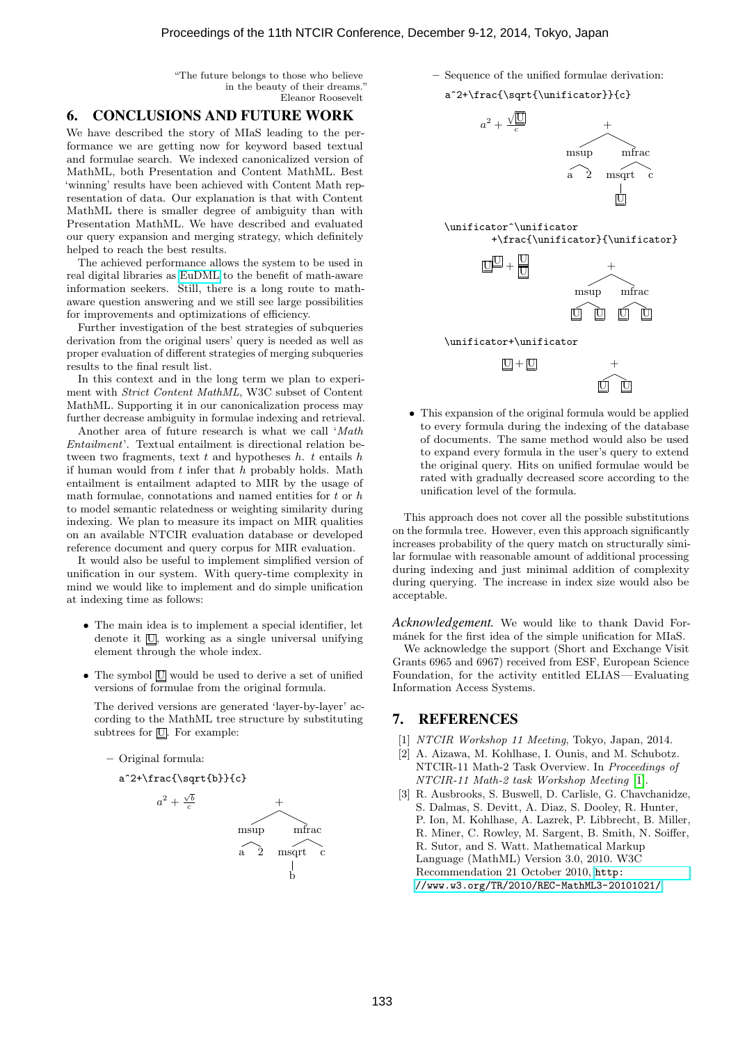"The future belongs to those who believe
in the beauty of their dreams."
Eleanor Roosevelt

## 6. CONCLUSIONS AND FUTURE WORK

We have described the story of MIaS leading to the performance we are getting now for keyword based textual and formulae search. We indexed canonicalized version of MathML, both Presentation and Content MathML. Best 'winning' results have been achieved with Content Math representation of data. Our explanation is that with Content MathML there is smaller degree of ambiguity than with Presentation MathML. We have described and evaluated our query expansion and merging strategy, which definitely helped to reach the best results.

The achieved performance allows the system to be used in real digital libraries as EuDML to the benefit of math-aware information seekers. Still, there is a long route to math-aware question answering and we still see large possibilities for improvements and optimizations of efficiency.

Further investigation of the best strategies of subqueries derivation from the original users' query is needed as well as proper evaluation of different strategies of merging subqueries results to the final result list.

In this context and in the long term we plan to experiment with *Strict Content MathML*, W3C subset of Content MathML. Supporting it in our canonicalization process may further decrease ambiguity in formulae indexing and retrieval.

Another area of future research is what we call '*Math Entailment*'. Textual entailment is directional relation between two fragments, text $t$ and hypotheses $h$. $t$ entails $h$ if human would from $t$ infer that $h$ probably holds. Math entailment is entailment adapted to MIR by the usage of math formulae, connotations and named entities for $t$ or $h$ to model semantic relatedness or weighting similarity during indexing. We plan to measure its impact on MIR qualities on an available NTCIR evaluation database or developed reference document and query corpus for MIR evaluation.

It would also be useful to implement simplified version of unification in our system. With query-time complexity in mind we would like to implement and do simple unification at indexing time as follows:

- The main idea is to implement a special identifier, let denote it $\boxed{U}$, working as a single universal unifying element through the whole index.
- The symbol $\boxed{U}$ would be used to derive a set of unified versions of formulae from the original formula.

  The derived versions are generated 'layer-by-layer' according to the MathML tree structure by substituting subtrees for $\boxed{U}$. For example:

  – Original formula:

  ```
  a^2+\frac{\sqrt{b}}{c}
  ```

  $a^2 + \frac{\sqrt{b}}{c}$

  ```
          +
       /     \
    msup     mfrac
    /  \     /   \
   a    2  msqrt  c
             |
             b
  ```

  – Sequence of the unified formulae derivation:

  ```
  a^2+\frac{\sqrt{\unificator}}{c}
  ```

  $a^2 + \frac{\sqrt{\boxed{U}}}{c}$

  ```
          +
       /     \
    msup     mfrac
    /  \     /   \
   a    2  msqrt  c
             |
             U
  ```

  ```
  \unificator^\unificator
        +\frac{\unificator}{\unificator}
  ```

  $\boxed{U}^{\boxed{U}} + \frac{\boxed{U}}{\boxed{U}}$

  ```
          +
       /     \
    msup     mfrac
    /  \     /   \
   U    U   U     U
  ```

  ```
  \unificator+\unificator
  ```

  $\boxed{U} + \boxed{U}$

  ```
      +
     / \
    U   U
  ```

- This expansion of the original formula would be applied to every formula during the indexing of the database of documents. The same method would also be used to expand every formula in the user's query to extend the original query. Hits on unified formulae would be rated with gradually decreased score according to the unification level of the formula.

This approach does not cover all the possible substitutions on the formula tree. However, even this approach significantly increases probability of the query match on structurally similar formulae with reasonable amount of additional processing during indexing and just minimal addition of complexity during querying. The increase in index size would also be acceptable.

***Acknowledgement.*** We would like to thank David Formánek for the first idea of the simple unification for MIaS.

We acknowledge the support (Short and Exchange Visit Grants 6965 and 6967) received from ESF, European Science Foundation, for the activity entitled ELIAS—Evaluating Information Access Systems.

## 7. REFERENCES

[1] *NTCIR Workshop 11 Meeting*, Tokyo, Japan, 2014.

[2] A. Aizawa, M. Kohlhase, I. Ounis, and M. Schubotz. NTCIR-11 Math-2 Task Overview. In *Proceedings of NTCIR-11 Math-2 task Workshop Meeting* [1].

[3] R. Ausbrooks, S. Buswell, D. Carlisle, G. Chavchanidze, S. Dalmas, S. Devitt, A. Diaz, S. Dooley, R. Hunter, P. Ion, M. Kohlhase, A. Lazrek, P. Libbrecht, B. Miller, R. Miner, C. Rowley, M. Sargent, B. Smith, N. Soiffer, R. Sutor, and S. Watt. Mathematical Markup Language (MathML) Version 3.0, 2010. W3C Recommendation 21 October 2010, http://www.w3.org/TR/2010/REC-MathML3-20101021/.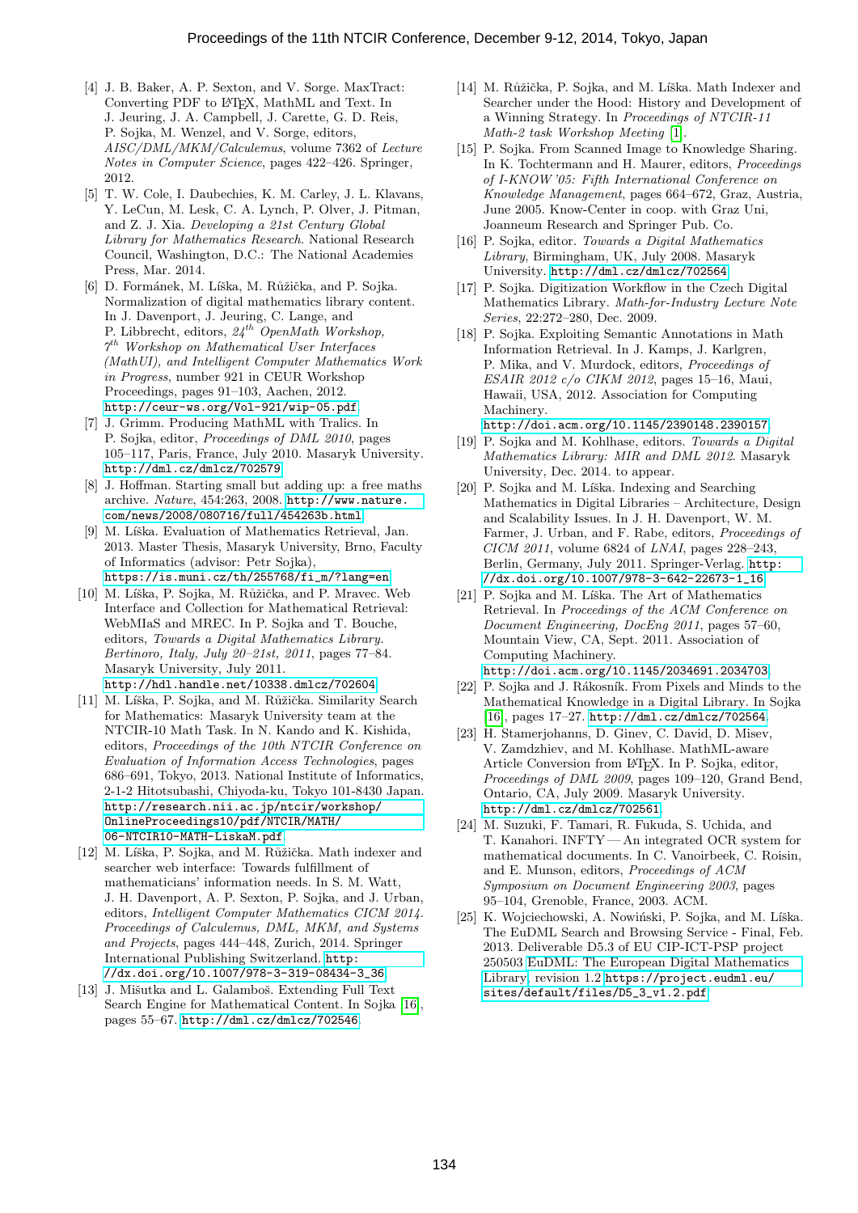[4] J. B. Baker, A. P. Sexton, and V. Sorge. MaxTract: Converting PDF to LaTeX, MathML and Text. In J. Jeuring, J. A. Campbell, J. Carette, G. D. Reis, P. Sojka, M. Wenzel, and V. Sorge, editors, *AISC/DML/MKM/Calculemus*, volume 7362 of *Lecture Notes in Computer Science*, pages 422–426. Springer, 2012.

[5] T. W. Cole, I. Daubechies, K. M. Carley, J. L. Klavans, Y. LeCun, M. Lesk, C. A. Lynch, P. Olver, J. Pitman, and Z. J. Xia. *Developing a 21st Century Global Library for Mathematics Research*. National Research Council, Washington, D.C.: The National Academies Press, Mar. 2014.

[6] D. Formánek, M. Líška, M. Růžička, and P. Sojka. Normalization of digital mathematics library content. In J. Davenport, J. Jeuring, C. Lange, and P. Libbrecht, editors, *24th OpenMath Workshop, 7th Workshop on Mathematical User Interfaces (MathUI), and Intelligent Computer Mathematics Work in Progress*, number 921 in CEUR Workshop Proceedings, pages 91–103, Aachen, 2012. http://ceur-ws.org/Vol-921/wip-05.pdf.

[7] J. Grimm. Producing MathML with Tralics. In P. Sojka, editor, *Proceedings of DML 2010*, pages 105–117, Paris, France, July 2010. Masaryk University. http://dml.cz/dmlcz/702579.

[8] J. Hoffman. Starting small but adding up: a free maths archive. *Nature*, 454:263, 2008. http://www.nature.com/news/2008/080716/full/454263b.html.

[9] M. Líška. Evaluation of Mathematics Retrieval, Jan. 2013. Master Thesis, Masaryk University, Brno, Faculty of Informatics (advisor: Petr Sojka), https://is.muni.cz/th/255768/fi_m/?lang=en.

[10] M. Líška, P. Sojka, M. Růžička, and P. Mravec. Web Interface and Collection for Mathematical Retrieval: WebMIaS and MREC. In P. Sojka and T. Bouche, editors, *Towards a Digital Mathematics Library. Bertinoro, Italy, July 20–21st, 2011*, pages 77–84. Masaryk University, July 2011. http://hdl.handle.net/10338.dmlcz/702604.

[11] M. Líška, P. Sojka, and M. Růžička. Similarity Search for Mathematics: Masaryk University team at the NTCIR-10 Math Task. In N. Kando and K. Kishida, editors, *Proceedings of the 10th NTCIR Conference on Evaluation of Information Access Technologies*, pages 686–691, Tokyo, 2013. National Institute of Informatics, 2-1-2 Hitotsubashi, Chiyoda-ku, Tokyo 101-8430 Japan. http://research.nii.ac.jp/ntcir/workshop/OnlineProceedings10/pdf/NTCIR/MATH/06-NTCIR10-MATH-LiskaM.pdf.

[12] M. Líška, P. Sojka, and M. Růžička. Math indexer and searcher web interface: Towards fulfillment of mathematicians' information needs. In S. M. Watt, J. H. Davenport, A. P. Sexton, P. Sojka, and J. Urban, editors, *Intelligent Computer Mathematics CICM 2014. Proceedings of Calculemus, DML, MKM, and Systems and Projects*, pages 444–448, Zurich, 2014. Springer International Publishing Switzerland. http://dx.doi.org/10.1007/978-3-319-08434-3_36.

[13] J. Mišutka and L. Galamboš. Extending Full Text Search Engine for Mathematical Content. In Sojka [16], pages 55–67. http://dml.cz/dmlcz/702546.

[14] M. Růžička, P. Sojka, and M. Líška. Math Indexer and Searcher under the Hood: History and Development of a Winning Strategy. In *Proceedings of NTCIR-11 Math-2 task Workshop Meeting* [1].

[15] P. Sojka. From Scanned Image to Knowledge Sharing. In K. Tochtermann and H. Maurer, editors, *Proceedings of I-KNOW '05: Fifth International Conference on Knowledge Management*, pages 664–672, Graz, Austria, June 2005. Know-Center in coop. with Graz Uni, Joanneum Research and Springer Pub. Co.

[16] P. Sojka, editor. *Towards a Digital Mathematics Library*, Birmingham, UK, July 2008. Masaryk University. http://dml.cz/dmlcz/702564.

[17] P. Sojka. Digitization Workflow in the Czech Digital Mathematics Library. *Math-for-Industry Lecture Note Series*, 22:272–280, Dec. 2009.

[18] P. Sojka. Exploiting Semantic Annotations in Math Information Retrieval. In J. Kamps, J. Karlgren, P. Mika, and V. Murdock, editors, *Proceedings of ESAIR 2012 c/o CIKM 2012*, pages 15–16, Maui, Hawaii, USA, 2012. Association for Computing Machinery. http://doi.acm.org/10.1145/2390148.2390157.

[19] P. Sojka and M. Kohlhase, editors. *Towards a Digital Mathematics Library: MIR and DML 2012*. Masaryk University, Dec. 2014. to appear.

[20] P. Sojka and M. Líška. Indexing and Searching Mathematics in Digital Libraries – Architecture, Design and Scalability Issues. In J. H. Davenport, W. M. Farmer, J. Urban, and F. Rabe, editors, *Proceedings of CICM 2011*, volume 6824 of *LNAI*, pages 228–243, Berlin, Germany, July 2011. Springer-Verlag. http://dx.doi.org/10.1007/978-3-642-22673-1_16.

[21] P. Sojka and M. Líška. The Art of Mathematics Retrieval. In *Proceedings of the ACM Conference on Document Engineering, DocEng 2011*, pages 57–60, Mountain View, CA, Sept. 2011. Association of Computing Machinery. http://doi.acm.org/10.1145/2034691.2034703.

[22] P. Sojka and J. Rákosník. From Pixels and Minds to the Mathematical Knowledge in a Digital Library. In Sojka [16], pages 17–27. http://dml.cz/dmlcz/702564.

[23] H. Stamerjohanns, D. Ginev, C. David, D. Misev, V. Zamdzhiev, and M. Kohlhase. MathML-aware Article Conversion from LaTeX. In P. Sojka, editor, *Proceedings of DML 2009*, pages 109–120, Grand Bend, Ontario, CA, July 2009. Masaryk University. http://dml.cz/dmlcz/702561.

[24] M. Suzuki, F. Tamari, R. Fukuda, S. Uchida, and T. Kanahori. INFTY — An integrated OCR system for mathematical documents. In C. Vanoirbeek, C. Roisin, and E. Munson, editors, *Proceedings of ACM Symposium on Document Engineering 2003*, pages 95–104, Grenoble, France, 2003. ACM.

[25] K. Wojciechowski, A. Nowiński, P. Sojka, and M. Líška. The EuDML Search and Browsing Service - Final, Feb. 2013. Deliverable D5.3 of EU CIP-ICT-PSP project 250503 EuDML: The European Digital Mathematics Library, revision 1.2 https://project.eudml.eu/sites/default/files/D5_3_v1.2.pdf.